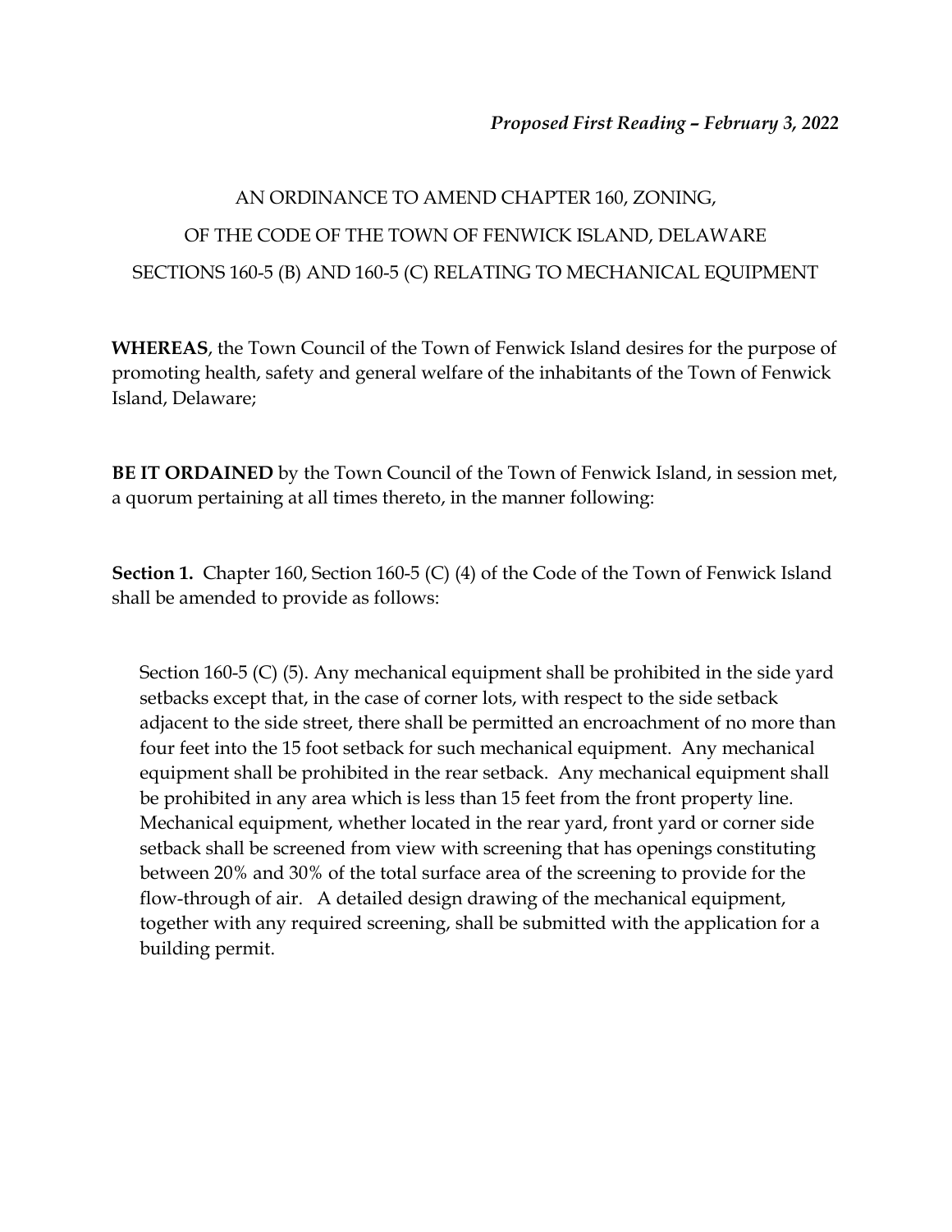*Proposed First Reading – February 3, 2022*

# AN ORDINANCE TO AMEND CHAPTER 160, ZONING, OF THE CODE OF THE TOWN OF FENWICK ISLAND, DELAWARE SECTIONS 160-5 (B) AND 160-5 (C) RELATING TO MECHANICAL EQUIPMENT

**WHEREAS**, the Town Council of the Town of Fenwick Island desires for the purpose of promoting health, safety and general welfare of the inhabitants of the Town of Fenwick Island, Delaware;

**BE IT ORDAINED** by the Town Council of the Town of Fenwick Island, in session met, a quorum pertaining at all times thereto, in the manner following:

**Section 1.** Chapter 160, Section 160-5 (C) (4) of the Code of the Town of Fenwick Island shall be amended to provide as follows:

> Section 160-5 (C) (5). Any mechanical equipment shall be prohibited in the side yard setbacks except that, in the case of corner lots, with respect to the side setback adjacent to the side street, there shall be permitted an encroachment of no more than four feet into the 15 foot setback for such mechanical equipment. Any mechanical equipment shall be prohibited in the rear setback. Any mechanical equipment shall be prohibited in any area which is less than 15 feet from the front property line. Mechanical equipment, whether located in the rear yard, front yard or corner side setback shall be screened from view with screening that has openings constituting between 20% and 30% of the total surface area of the screening to provide for the flow-through of air. A detailed design drawing of the mechanical equipment, together with any required screening, shall be submitted with the application for a building permit.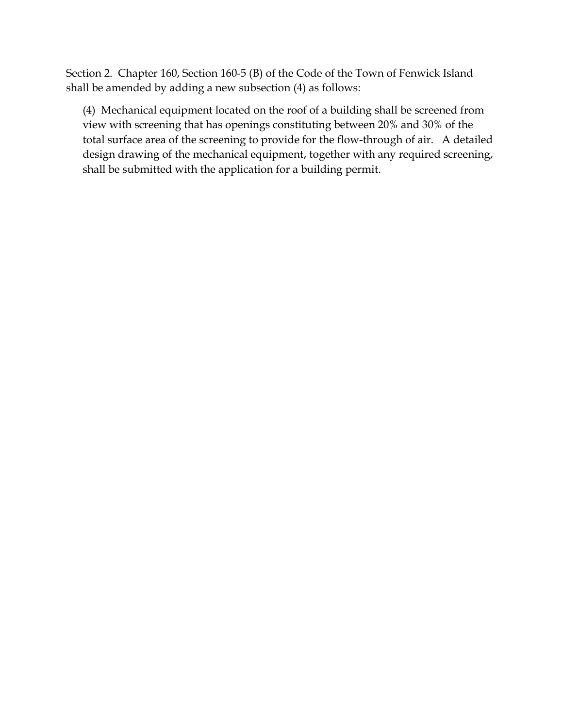Section 2. Chapter 160, Section 160-5 (B) of the Code of the Town of Fenwick Island shall be amended by adding a new subsection (4) as follows:

(4) Mechanical equipment located on the roof of a building shall be screened from view with screening that has openings constituting between 20% and 30% of the total surface area of the screening to provide for the flow-through of air. A detailed design drawing of the mechanical equipment, together with any required screening, shall be submitted with the application for a building permit.